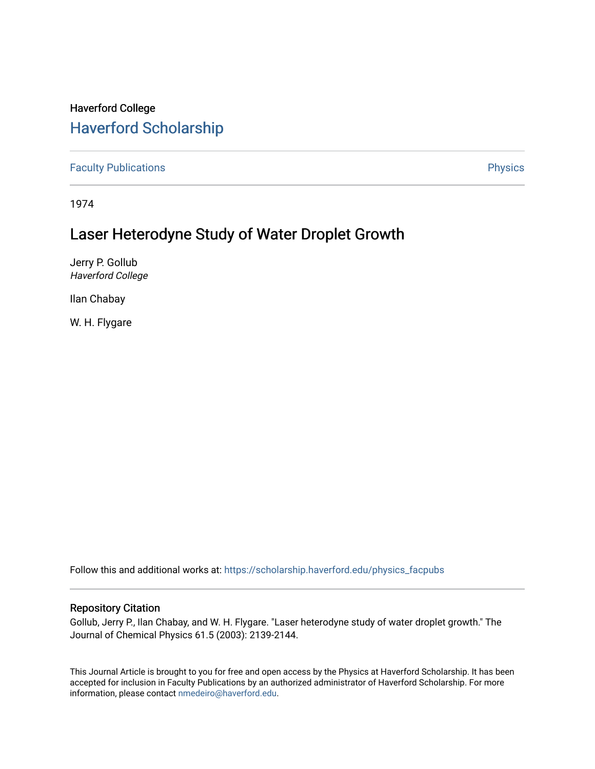Haverford College

# Haverford Scholarship

Faculty Publications | Physics

1974

## Laser Heterodyne Study of Water Droplet Growth

Jerry P. Gollub
*Haverford College*

Ilan Chabay

W. H. Flygare

Follow this and additional works at: https://scholarship.haverford.edu/physics_facpubs

### Repository Citation

Gollub, Jerry P., Ilan Chabay, and W. H. Flygare. "Laser heterodyne study of water droplet growth." The Journal of Chemical Physics 61.5 (2003): 2139-2144.

This Journal Article is brought to you for free and open access by the Physics at Haverford Scholarship. It has been accepted for inclusion in Faculty Publications by an authorized administrator of Haverford Scholarship. For more information, please contact nmedeiro@haverford.edu.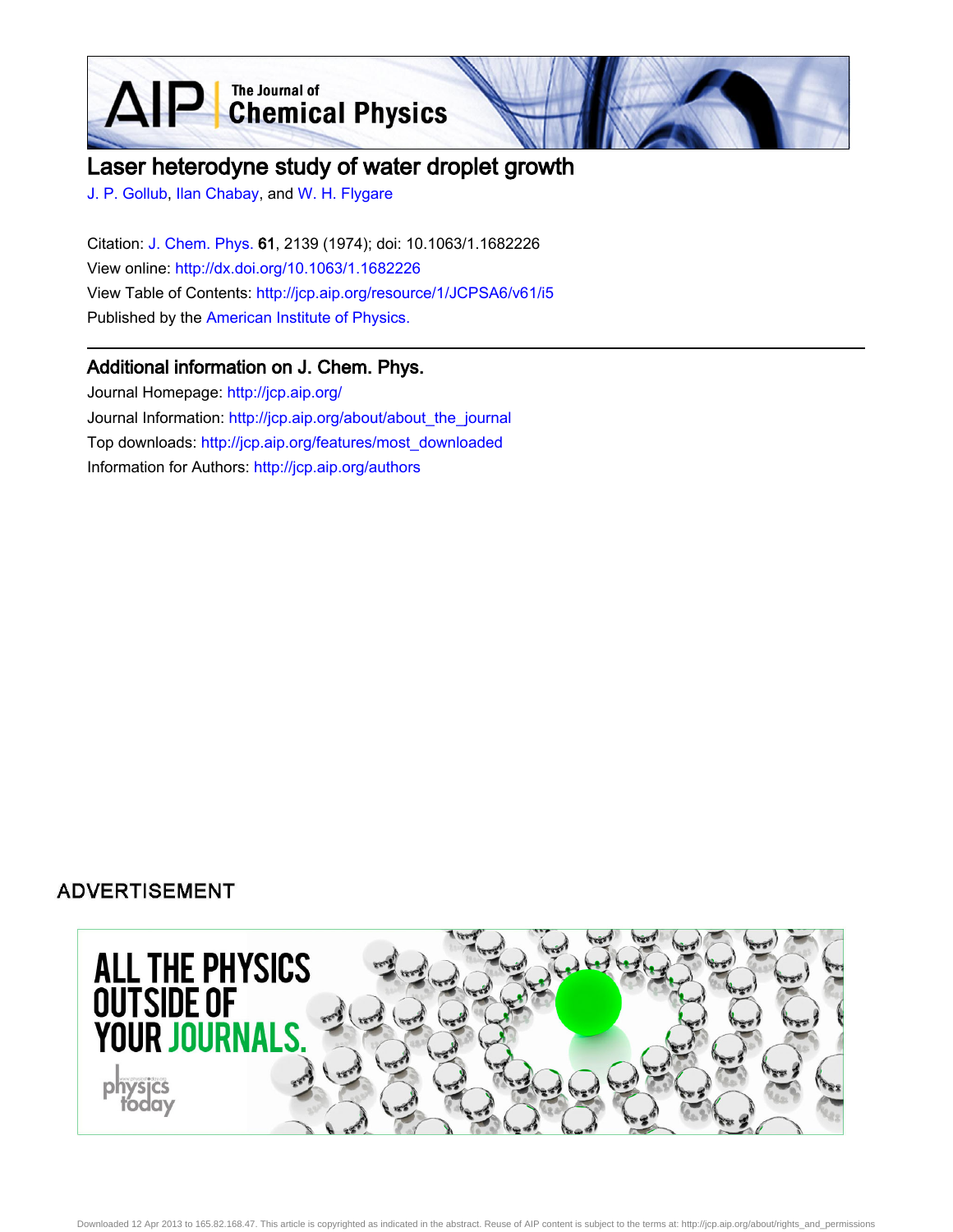# Laser heterodyne study of water droplet growth

J. P. Gollub, Ilan Chabay, and W. H. Flygare

Citation: J. Chem. Phys. 61, 2139 (1974); doi: 10.1063/1.1682226

View online: http://dx.doi.org/10.1063/1.1682226

View Table of Contents: http://jcp.aip.org/resource/1/JCPSA6/v61/i5

Published by the American Institute of Physics.

## Additional information on J. Chem. Phys.

Journal Homepage: http://jcp.aip.org/

Journal Information: http://jcp.aip.org/about/about_the_journal

Top downloads: http://jcp.aip.org/features/most_downloaded

Information for Authors: http://jcp.aip.org/authors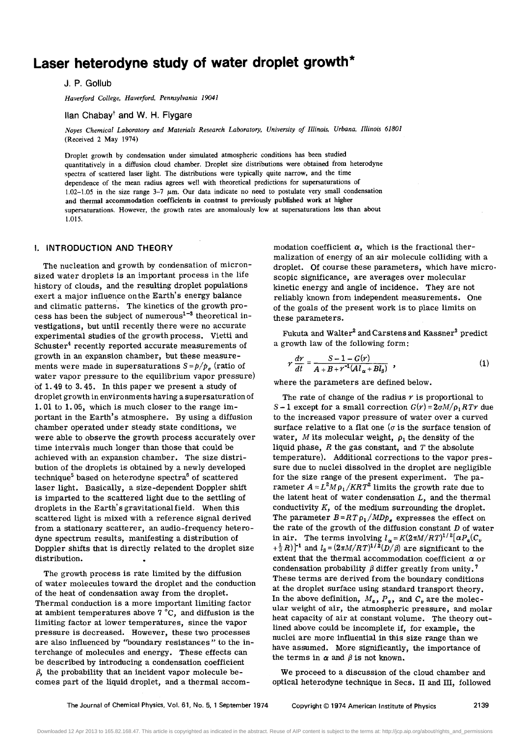# Laser heterodyne study of water droplet growth*

J. P. Gollub

*Haverford College, Haverford, Pennsylvania 19041*

Ilan Chabay† and W. H. Flygare

*Noyes Chemical Laboratory and Materials Research Laboratory, University of Illinois, Urbana, Illinois 61801*
(Received 2 May 1974)

Droplet growth by condensation under simulated atmospheric conditions has been studied quantitatively in a diffusion cloud chamber. Droplet size distributions were obtained from heterodyne spectra of scattered laser light. The distributions were typically quite narrow, and the time dependence of the mean radius agrees well with theoretical predictions for supersaturations of 1.02–1.05 in the size range 3–7 μm. Our data indicate no need to postulate very small condensation and thermal accommodation coefficients in contrast to previously published work at higher supersaturations. However, the growth rates are anomalously low at supersaturations less than about 1.015.

## I. INTRODUCTION AND THEORY

The nucleation and growth by condensation of micron-sized water droplets is an important process in the life history of clouds, and the resulting droplet populations exert a major influence on the Earth's energy balance and climatic patterns. The kinetics of the growth process has been the subject of numerous[1-3] theoretical investigations, but until recently there were no accurate experimental studies of the growth process. Vietti and Schuster[4] recently reported accurate measurements of growth in an expansion chamber, but these measurements were made in supersaturations $S = p/p_e$ (ratio of water vapor pressure to the equilibrium vapor pressure) of 1.49 to 3.45. In this paper we present a study of droplet growth in environments having a supersaturation of 1.01 to 1.05, which is much closer to the range important in the Earth's atmosphere. By using a diffusion chamber operated under steady state conditions, we were able to observe the growth process accurately over time intervals much longer than those that could be achieved with an expansion chamber. The size distribution of the droplets is obtained by a newly developed technique[5] based on heterodyne spectra[6] of scattered laser light. Basically, a size-dependent Doppler shift is imparted to the scattered light due to the settling of droplets in the Earth's gravitational field. When this scattered light is mixed with a reference signal derived from a stationary scatterer, an audio-frequency heterodyne spectrum results, manifesting a distribution of Doppler shifts that is directly related to the droplet size distribution.

The growth process is rate limited by the diffusion of water molecules toward the droplet and the conduction of the heat of condensation away from the droplet. Thermal conduction is a more important limiting factor at ambient temperatures above 7 °C, and diffusion is the limiting factor at lower temperatures, since the vapor pressure is decreased. However, these two processes are also influenced by "boundary resistances" to the interchange of molecules and energy. These effects can be described by introducing a condensation coefficient $\beta$, the probability that an incident vapor molecule becomes part of the liquid droplet, and a thermal accommodation coefficient $\alpha$, which is the fractional thermalization of energy of an air molecule colliding with a droplet. Of course these parameters, which have microscopic significance, are averages over molecular kinetic energy and angle of incidence. They are not reliably known from independent measurements. One of the goals of the present work is to place limits on these parameters.

Fukuta and Walter[2] and Carstens and Kassner[3] predict a growth law of the following form:

$$r\frac{dr}{dt} = \frac{S - 1 - G(r)}{A + B + r^{-1}(Al_\alpha + Bl_\beta)} \,, \tag{1}$$

where the parameters are defined below.

The rate of change of the radius $r$ is proportional to $S-1$ except for a small correction $G(r) = 2\sigma M/\rho_1 RTr$ due to the increased vapor pressure of water over a curved surface relative to a flat one ($\sigma$ is the surface tension of water, $M$ its molecular weight, $\rho_1$ the density of the liquid phase, $R$ the gas constant, and $T$ the absolute temperature). Additional corrections to the vapor pressure due to nuclei dissolved in the droplet are negligible for the size range of the present experiment. The parameter $A = L^2 M\rho_1/KRT^2$ limits the growth rate due to the latent heat of water condensation $L$, and the thermal conductivity $K$, of the medium surrounding the droplet. The parameter $B = RT\rho_1/MDp_e$ expresses the effect on the rate of the growth of the diffusion constant $D$ of water in air. The terms involving $l_\alpha = K(2\pi M/RT)^{1/2}[\alpha P_a(C_v + \frac{1}{2}R)]^{-1}$ and $l_\beta = (2\pi M/RT)^{1/2}(D/\beta)$ are significant to the extent that the thermal accommodation coefficient $\alpha$ or condensation probability $\beta$ differ greatly from unity.[7] These terms are derived from the boundary conditions at the droplet surface using standard transport theory. In the above definition, $M_a$, $P_a$, and $C_v$ are the molecular weight of air, the atmospheric pressure, and molar heat capacity of air at constant volume. The theory outlined above could be incomplete if, for example, the nuclei are more influential in this size range than we have assumed. More significantly, the importance of the terms in $\alpha$ and $\beta$ is not known.

We proceed to a discussion of the cloud chamber and optical heterodyne technique in Secs. II and III, followed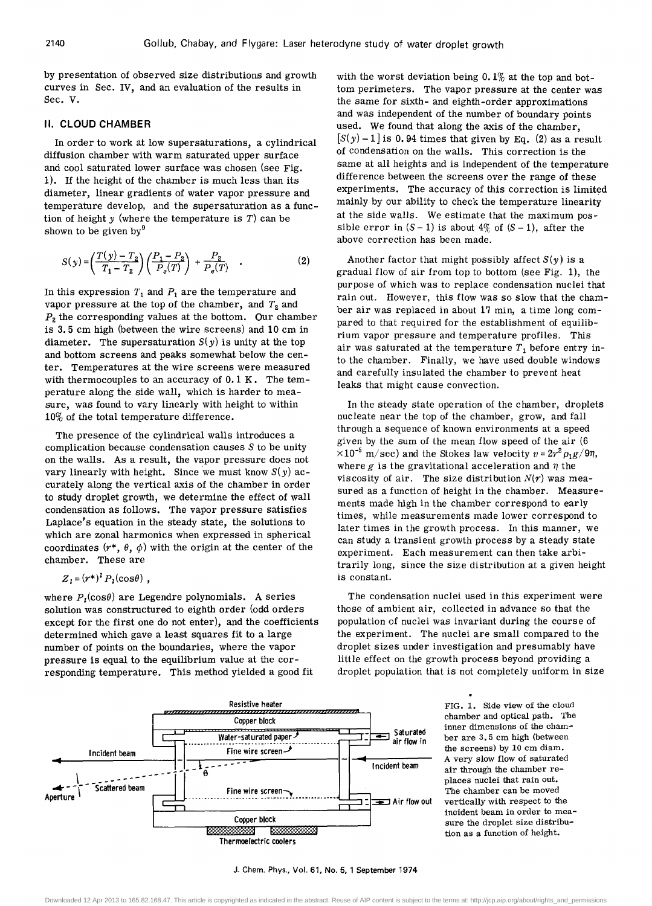by presentation of observed size distributions and growth curves in Sec. IV, and an evaluation of the results in Sec. V.

## II. CLOUD CHAMBER

In order to work at low supersaturations, a cylindrical diffusion chamber with warm saturated upper surface and cool saturated lower surface was chosen (see Fig. 1). If the height of the chamber is much less than its diameter, linear gradients of water vapor pressure and temperature develop, and the supersaturation as a function of height $y$ (where the temperature is $T$) can be shown to be given by[9]

$$S(y) = \left(\frac{T(y) - T_2}{T_1 - T_2}\right)\left(\frac{P_1 - P_2}{P_e(T)}\right) + \frac{P_2}{P_e(T)} \quad . \tag{2}$$

In this expression $T_1$ and $P_1$ are the temperature and vapor pressure at the top of the chamber, and $T_2$ and $P_2$ the corresponding values at the bottom. Our chamber is 3.5 cm high (between the wire screens) and 10 cm in diameter. The supersaturation $S(y)$ is unity at the top and bottom screens and peaks somewhat below the center. Temperatures at the wire screens were measured with thermocouples to an accuracy of 0.1 K. The temperature along the side wall, which is harder to measure, was found to vary linearly with height to within 10% of the total temperature difference.

The presence of the cylindrical walls introduces a complication because condensation causes $S$ to be unity on the walls. As a result, the vapor pressure does not vary linearly with height. Since we must know $S(y)$ accurately along the vertical axis of the chamber in order to study droplet growth, we determine the effect of wall condensation as follows. The vapor pressure satisfies Laplace's equation in the steady state, the solutions to which are zonal harmonics when expressed in spherical coordinates ($r^*$, $\theta$, $\phi$) with the origin at the center of the chamber. These are

$$Z_l = (r^*)^l P_l(\cos\theta) \; ,$$

where $P_l(\cos\theta)$ are Legendre polynomials. A series solution was constructured to eighth order (odd orders except for the first one do not enter), and the coefficients determined which gave a least squares fit to a large number of points on the boundaries, where the vapor pressure is equal to the equilibrium value at the corresponding temperature. This method yielded a good fit with the worst deviation being 0.1% at the top and bottom perimeters. The vapor pressure at the center was the same for sixth- and eighth-order approximations and was independent of the number of boundary points used. We found that along the axis of the chamber, $[S(y) - 1]$ is 0.94 times that given by Eq. (2) as a result of condensation on the walls. This correction is the same at all heights and is independent of the temperature difference between the screens over the range of these experiments. The accuracy of this correction is limited mainly by our ability to check the temperature linearity at the side walls. We estimate that the maximum possible error in $(S - 1)$ is about 4% of $(S - 1)$, after the above correction has been made.

Another factor that might possibly affect $S(y)$ is a gradual flow of air from top to bottom (see Fig. 1), the purpose of which was to replace condensation nuclei that rain out. However, this flow was so slow that the chamber air was replaced in about 17 min, a time long compared to that required for the establishment of equilibrium vapor pressure and temperature profiles. This air was saturated at the temperature $T_1$ before entry into the chamber. Finally, we have used double windows and carefully insulated the chamber to prevent heat leaks that might cause convection.

In the steady state operation of the chamber, droplets nucleate near the top of the chamber, grow, and fall through a sequence of known environments at a speed given by the sum of the mean flow speed of the air ($6 \times 10^{-5}$ m/sec) and the Stokes law velocity $v = 2r^2\rho_l g/9\eta$, where $g$ is the gravitational acceleration and $\eta$ the viscosity of air. The size distribution $N(r)$ was measured as a function of height in the chamber. Measurements made high in the chamber correspond to early times, while measurements made lower correspond to later times in the growth process. In this manner, we can study a transient growth process by a steady state experiment. Each measurement can then take arbitrarily long, since the size distribution at a given height is constant.

The condensation nuclei used in this experiment were those of ambient air, collected in advance so that the population of nuclei was invariant during the course of the experiment. The nuclei are small compared to the droplet sizes under investigation and presumably have little effect on the growth process beyond providing a droplet population that is not completely uniform in size

FIG. 1. Side view of the cloud chamber and optical path. The inner dimensions of the chamber are 3.5 cm high (between the screens) by 10 cm diam. A very slow flow of saturated air through the chamber replaces nuclei that rain out. The chamber can be moved vertically with respect to the incident beam in order to measure the droplet size distribution as a function of height.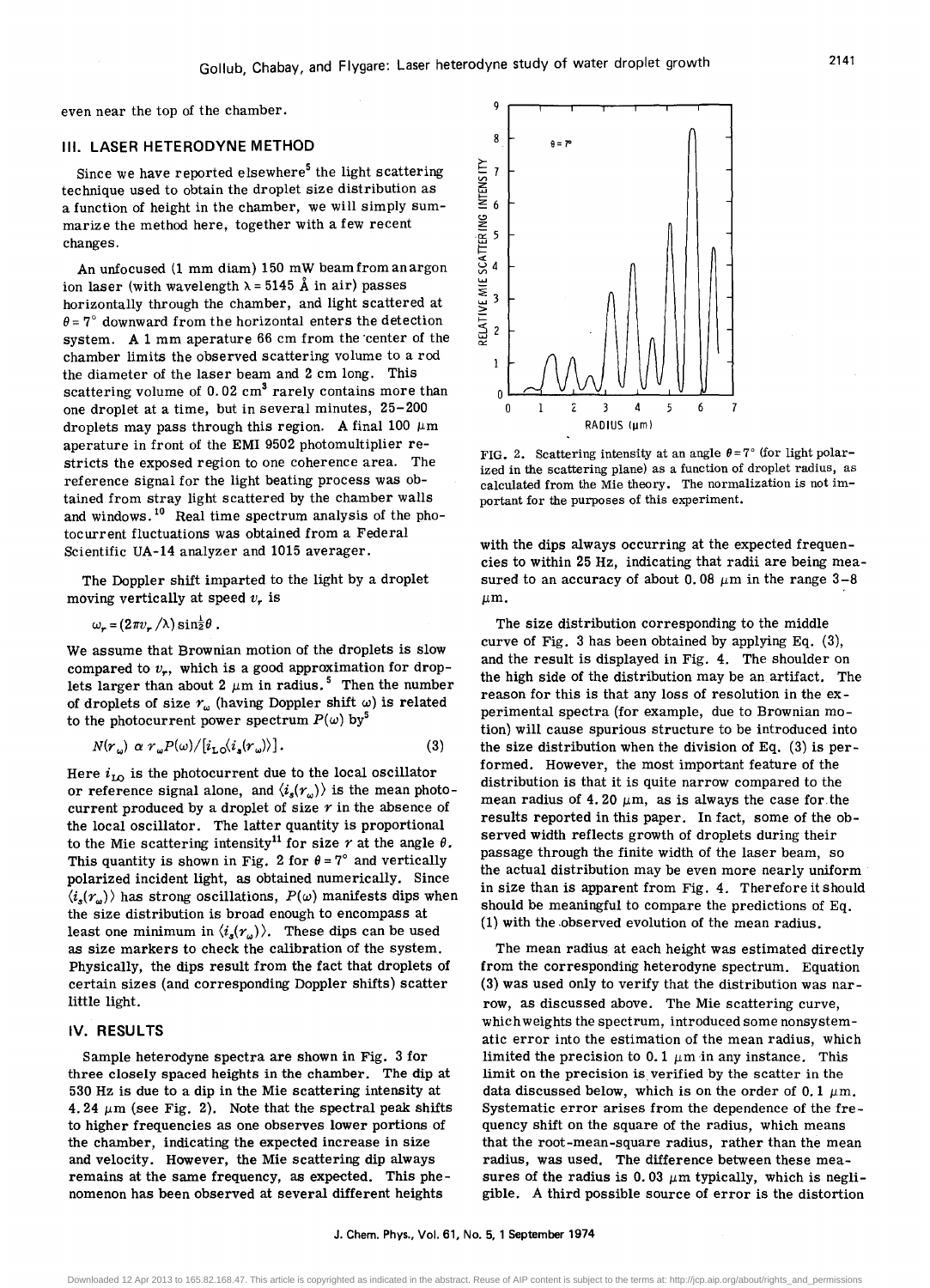even near the top of the chamber.

## III. LASER HETERODYNE METHOD

Since we have reported elsewhere[5] the light scattering technique used to obtain the droplet size distribution as a function of height in the chamber, we will simply summarize the method here, together with a few recent changes.

An unfocused (1 mm diam) 150 mW beam from an argon ion laser (with wavelength $\lambda = 5145$ Å in air) passes horizontally through the chamber, and light scattered at $\theta = 7°$ downward from the horizontal enters the detection system. A 1 mm aperature 66 cm from the center of the chamber limits the observed scattering volume to a rod the diameter of the laser beam and 2 cm long. This scattering volume of 0.02 cm$^3$ rarely contains more than one droplet at a time, but in several minutes, 25–200 droplets may pass through this region. A final 100 μm aperature in front of the EMI 9502 photomultiplier restricts the exposed region to one coherence area. The reference signal for the light beating process was obtained from stray light scattered by the chamber walls and windows.[10] Real time spectrum analysis of the photocurrent fluctuations was obtained from a Federal Scientific UA-14 analyzer and 1015 averager.

The Doppler shift imparted to the light by a droplet moving vertically at speed $v_r$ is

$$\omega_r = (2\pi v_r/\lambda)\sin\tfrac{1}{2}\theta\ .$$

We assume that Brownian motion of the droplets is slow compared to $v_r$, which is a good approximation for droplets larger than about 2 μm in radius.[5] Then the number of droplets of size $r_\omega$ (having Doppler shift $\omega$) is related to the photocurrent power spectrum $P(\omega)$ by[5]

$$N(r_\omega) \propto r_\omega P(\omega)/[i_{LO}\langle i_s(r_\omega)\rangle]\ . \qquad (3)$$

Here $i_{LO}$ is the photocurrent due to the local oscillator or reference signal alone, and $\langle i_s(r_\omega)\rangle$ is the mean photocurrent produced by a droplet of size $r$ in the absence of the local oscillator. The latter quantity is proportional to the Mie scattering intensity[11] for size $r$ at the angle $\theta$. This quantity is shown in Fig. 2 for $\theta = 7°$ and vertically polarized incident light, as obtained numerically. Since $\langle i_s(r_\omega)\rangle$ has strong oscillations, $P(\omega)$ manifests dips when the size distribution is broad enough to encompass at least one minimum in $\langle i_s(r_\omega)\rangle$. These dips can be used as size markers to check the calibration of the system. Physically, the dips result from the fact that droplets of certain sizes (and corresponding Doppler shifts) scatter little light.

## IV. RESULTS

Sample heterodyne spectra are shown in Fig. 3 for three closely spaced heights in the chamber. The dip at 530 Hz is due to a dip in the Mie scattering intensity at 4.24 μm (see Fig. 2). Note that the spectral peak shifts to higher frequencies as one observes lower portions of the chamber, indicating the expected increase in size and velocity. However, the Mie scattering dip always remains at the same frequency, as expected. This phenomenon has been observed at several different heights with the dips always occurring at the expected frequencies to within 25 Hz, indicating that radii are being measured to an accuracy of about 0.08 μm in the range 3–8 μm.

FIG. 2. Scattering intensity at an angle $\theta = 7°$ (for light polarized in the scattering plane) as a function of droplet radius, as calculated from the Mie theory. The normalization is not important for the purposes of this experiment.

The size distribution corresponding to the middle curve of Fig. 3 has been obtained by applying Eq. (3), and the result is displayed in Fig. 4. The shoulder on the high side of the distribution may be an artifact. The reason for this is that any loss of resolution in the experimental spectra (for example, due to Brownian motion) will cause spurious structure to be introduced into the size distribution when the division of Eq. (3) is performed. However, the most important feature of the distribution is that it is quite narrow compared to the mean radius of 4.20 μm, as is always the case for the results reported in this paper. In fact, some of the observed width reflects growth of droplets during their passage through the finite width of the laser beam, so the actual distribution may be even more nearly uniform in size than is apparent from Fig. 4. Therefore it should should be meaningful to compare the predictions of Eq. (1) with the observed evolution of the mean radius.

The mean radius at each height was estimated directly from the corresponding heterodyne spectrum. Equation (3) was used only to verify that the distribution was narrow, as discussed above. The Mie scattering curve, which weights the spectrum, introduced some nonsystematic error into the estimation of the mean radius, which limited the precision to 0.1 μm in any instance. This limit on the precision is verified by the scatter in the data discussed below, which is on the order of 0.1 μm. Systematic error arises from the dependence of the frequency shift on the square of the radius, which means that the root-mean-square radius, rather than the mean radius, was used. The difference between these measures of the radius is 0.03 μm typically, which is negligible. A third possible source of error is the distortion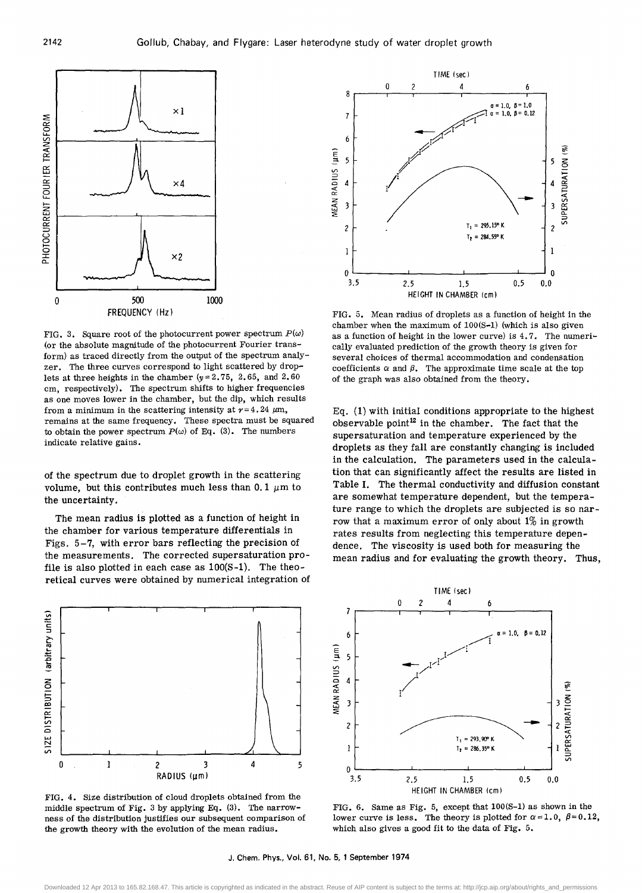FIG. 3. Square root of the photocurrent power spectrum $P(\omega)$ (or the absolute magnitude of the photocurrent Fourier transform) as traced directly from the output of the spectrum analyzer. The three curves correspond to light scattered by droplets at three heights in the chamber ($y = 2.75$, 2.65, and 2.60 cm, respectively). The spectrum shifts to higher frequencies as one moves lower in the chamber, but the dip, which results from a minimum in the scattering intensity at $r = 4.24$ µm, remains at the same frequency. These spectra must be squared to obtain the power spectrum $P(\omega)$ of Eq. (3). The numbers indicate relative gains.

of the spectrum due to droplet growth in the scattering volume, but this contributes much less than 0.1 µm to the uncertainty.

The mean radius is plotted as a function of height in the chamber for various temperature differentials in Figs. 5–7, with error bars reflecting the precision of the measurements. The corrected supersaturation profile is also plotted in each case as $100(S-1)$. The theoretical curves were obtained by numerical integration of Eq. (1) with initial conditions appropriate to the highest observable point[12] in the chamber. The fact that the supersaturation and temperature experienced by the droplets as they fall are constantly changing is included in the calculation. The parameters used in the calculation that can significantly affect the results are listed in Table I. The thermal conductivity and diffusion constant are somewhat temperature dependent, but the temperature range to which the droplets are subjected is so narrow that a maximum error of only about 1% in growth rates results from neglecting this temperature dependence. The viscosity is used both for measuring the mean radius and for evaluating the growth theory. Thus,

FIG. 4. Size distribution of cloud droplets obtained from the middle spectrum of Fig. 3 by applying Eq. (3). The narrowness of the distribution justifies our subsequent comparison of the growth theory with the evolution of the mean radius.

FIG. 5. Mean radius of droplets as a function of height in the chamber when the maximum of $100(S-1)$ (which is also given as a function of height in the lower curve) is 4.7. The numerically evaluated prediction of the growth theory is given for several choices of thermal accommodation and condensation coefficients $\alpha$ and $\beta$. The approximate time scale at the top of the graph was also obtained from the theory.

FIG. 6. Same as Fig. 5, except that $100(S-1)$ as shown in the lower curve is less. The theory is plotted for $\alpha = 1.0$, $\beta = 0.12$, which also gives a good fit to the data of Fig. 5.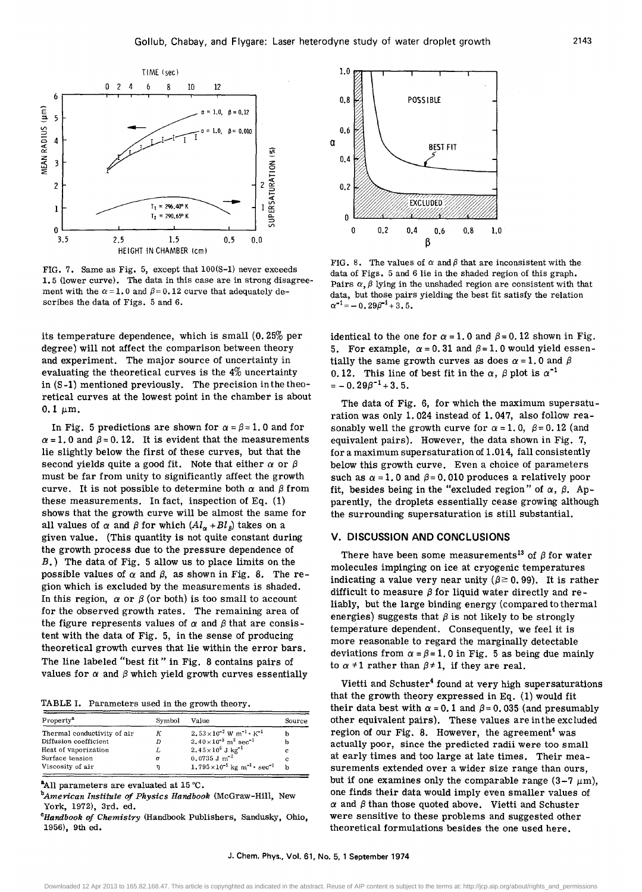FIG. 7. Same as Fig. 5, except that 100(S-1) never exceeds 1.5 (lower curve). The data in this case are in strong disagreement with the $\alpha = 1.0$ and $\beta = 0.12$ curve that adequately describes the data of Figs. 5 and 6.

FIG. 8. The values of $\alpha$ and $\beta$ that are inconsistent with the data of Figs. 5 and 6 lie in the shaded region of this graph. Pairs $\alpha, \beta$ lying in the unshaded region are consistent with that data, but those pairs yielding the best fit satisfy the relation $\alpha^{-1} = -0.29\beta^{-1} + 3.5$.

its temperature dependence, which is small (0.25% per degree) will not affect the comparison between theory and experiment. The major source of uncertainty in evaluating the theoretical curves is the 4% uncertainty in (S-1) mentioned previously. The precision in the theoretical curves at the lowest point in the chamber is about 0.1 μm.

In Fig. 5 predictions are shown for $\alpha = \beta = 1.0$ and for $\alpha = 1.0$ and $\beta = 0.12$. It is evident that the measurements lie slightly below the first of these curves, but that the second yields quite a good fit. Note that either $\alpha$ or $\beta$ must be far from unity to significantly affect the growth curve. It is not possible to determine both $\alpha$ and $\beta$ from these measurements. In fact, inspection of Eq. (1) shows that the growth curve will be almost the same for all values of $\alpha$ and $\beta$ for which $(Al_\alpha + Bl_\beta)$ takes on a given value. (This quantity is not quite constant during the growth process due to the pressure dependence of $B$.) The data of Fig. 5 allow us to place limits on the possible values of $\alpha$ and $\beta$, as shown in Fig. 8. The region which is excluded by the measurements is shaded. In this region, $\alpha$ or $\beta$ (or both) is too small to account for the observed growth rates. The remaining area of the figure represents values of $\alpha$ and $\beta$ that are consistent with the data of Fig. 5, in the sense of producing theoretical growth curves that lie within the error bars. The line labeled "best fit" in Fig. 8 contains pairs of values for $\alpha$ and $\beta$ which yield growth curves essentially identical to the one for $\alpha = 1.0$ and $\beta = 0.12$ shown in Fig. 5. For example, $\alpha = 0.31$ and $\beta = 1.0$ would yield essentially the same growth curves as does $\alpha = 1.0$ and $\beta$ 0.12. This line of best fit in the $\alpha$, $\beta$ plot is $\alpha^{-1} = -0.29\beta^{-1} + 3.5$.

The data of Fig. 6, for which the maximum supersaturation was only 1.024 instead of 1.047, also follow reasonably well the growth curve for $\alpha = 1.0$, $\beta = 0.12$ (and equivalent pairs). However, the data shown in Fig. 7, for a maximum supersaturation of 1.014, fall consistently below this growth curve. Even a choice of parameters such as $\alpha = 1.0$ and $\beta = 0.010$ produces a relatively poor fit, besides being in the "excluded region" of $\alpha$, $\beta$. Apparently, the droplets essentially cease growing although the surrounding supersaturation is still substantial.

TABLE I. Parameters used in the growth theory.

| Property[a] | Symbol | Value | Source |
|---|---|---|---|
| Thermal conductivity of air | $K$ | $2.53\times10^{-2}$ W m$^{-1}\cdot$K$^{-1}$ | b |
| Diffusion coefficient | $D$ | $2.40\times10^{-5}$ m$^2$ sec$^{-1}$ | b |
| Heat of vaporization | $L$ | $2.45\times10^6$ J kg$^{-1}$ | c |
| Surface tension | $\sigma$ | 0.0735 J m$^{-2}$ | c |
| Viscosity of air | $\eta$ | $1.795\times10^{-5}$ kg m$^{-1}\cdot$sec$^{-1}$ | b |

[a]All parameters are evaluated at 15 °C.

[b]*American Institute of Physics Handbook* (McGraw-Hill, New York, 1972), 3rd. ed.

[c]*Handbook of Chemistry* (Handbook Publishers, Sandusky, Ohio, 1956), 9th ed.

## V. DISCUSSION AND CONCLUSIONS

There have been some measurements[13] of $\beta$ for water molecules impinging on ice at cryogenic temperatures indicating a value very near unity ($\beta \geq 0.99$). It is rather difficult to measure $\beta$ for liquid water directly and reliably, but the large binding energy (compared to thermal energies) suggests that $\beta$ is not likely to be strongly temperature dependent. Consequently, we feel it is more reasonable to regard the marginally detectable deviations from $\alpha = \beta = 1.0$ in Fig. 5 as being due mainly to $\alpha \neq 1$ rather than $\beta \neq 1$, if they are real.

Vietti and Schuster[4] found at very high supersaturations that the growth theory expressed in Eq. (1) would fit their data best with $\alpha = 0.1$ and $\beta = 0.035$ (and presumably other equivalent pairs). These values are in the excluded region of our Fig. 8. However, the agreement[4] was actually poor, since the predicted radii were too small at early times and too large at late times. Their measurements extended over a wider size range than ours, but if one examines only the comparable range (3–7 μm), one finds their data would imply even smaller values of $\alpha$ and $\beta$ than those quoted above. Vietti and Schuster were sensitive to these problems and suggested other theoretical formulations besides the one used here.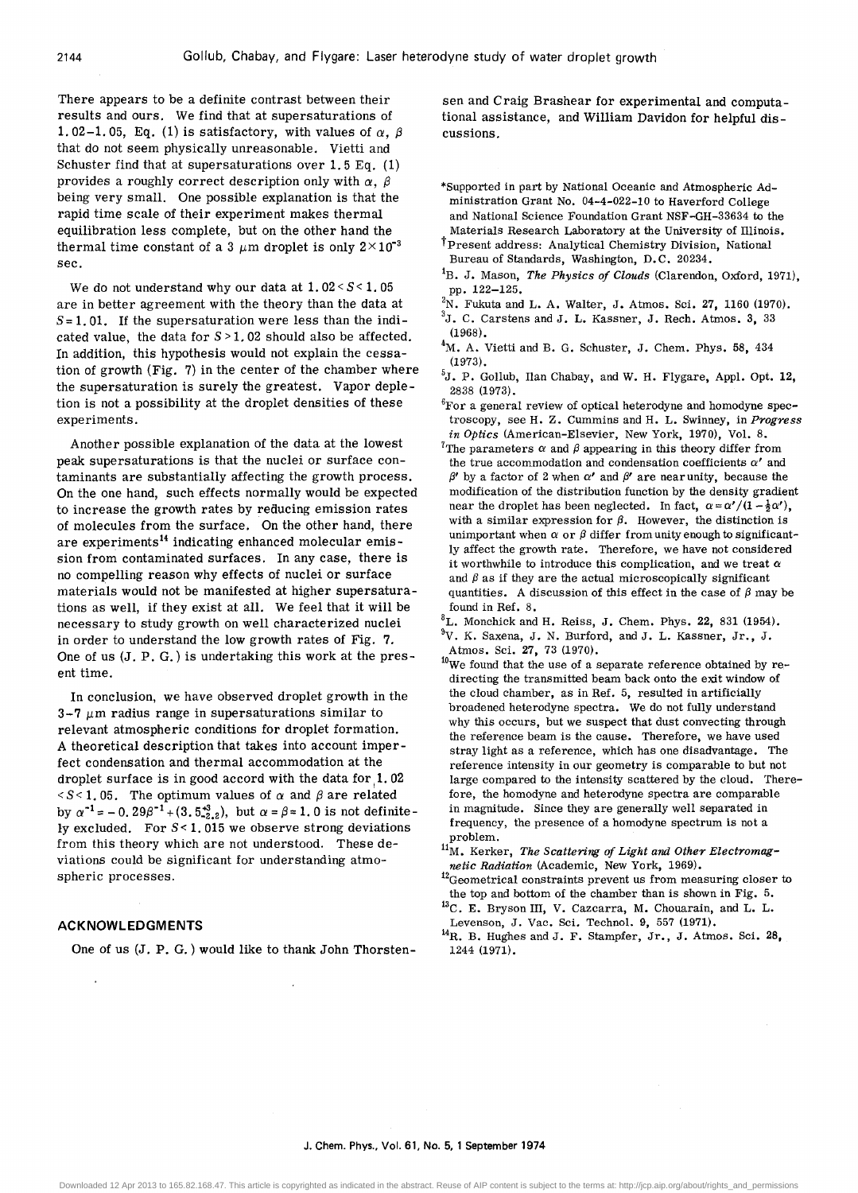There appears to be a definite contrast between their results and ours. We find that at supersaturations of 1.02–1.05, Eq. (1) is satisfactory, with values of $\alpha$, $\beta$ that do not seem physically unreasonable. Vietti and Schuster find that at supersaturations over 1.5 Eq. (1) provides a roughly correct description only with $\alpha$, $\beta$ being very small. One possible explanation is that the rapid time scale of their experiment makes thermal equilibration less complete, but on the other hand the thermal time constant of a 3 $\mu$m droplet is only $2\times10^{-3}$ sec.

We do not understand why our data at $1.02 < S < 1.05$ are in better agreement with the theory than the data at $S = 1.01$. If the supersaturation were less than the indicated value, the data for $S > 1.02$ should also be affected. In addition, this hypothesis would not explain the cessation of growth (Fig. 7) in the center of the chamber where the supersaturation is surely the greatest. Vapor depletion is not a possibility at the droplet densities of these experiments.

Another possible explanation of the data at the lowest peak supersaturations is that the nuclei or surface contaminants are substantially affecting the growth process. On the one hand, such effects normally would be expected to increase the growth rates by reducing emission rates of molecules from the surface. On the other hand, there are experiments[14] indicating enhanced molecular emission from contaminated surfaces. In any case, there is no compelling reason why effects of nuclei or surface materials would not be manifested at higher supersaturations as well, if they exist at all. We feel that it will be necessary to study growth on well characterized nuclei in order to understand the low growth rates of Fig. 7. One of us (J. P. G.) is undertaking this work at the present time.

In conclusion, we have observed droplet growth in the 3–7 $\mu$m radius range in supersaturations similar to relevant atmospheric conditions for droplet formation. A theoretical description that takes into account imperfect condensation and thermal accommodation at the droplet surface is in good accord with the data for $1.02 < S < 1.05$. The optimum values of $\alpha$ and $\beta$ are related by $\alpha^{-1} = -0.29\beta^{-1} + (3.5^{+3}_{-2.2})$, but $\alpha = \beta = 1.0$ is not definitely excluded. For $S < 1.015$ we observe strong deviations from this theory which are not understood. These deviations could be significant for understanding atmospheric processes.

## ACKNOWLEDGMENTS

One of us (J. P. G.) would like to thank John Thorstensen and Craig Brashear for experimental and computational assistance, and William Davidon for helpful discussions.

*Supported in part by National Oceanic and Atmospheric Administration Grant No. 04-4-022-10 to Haverford College and National Science Foundation Grant NSF-GH-33634 to the Materials Research Laboratory at the University of Illinois.

†Present address: Analytical Chemistry Division, National Bureau of Standards, Washington, D.C. 20234.

[1] B. J. Mason, *The Physics of Clouds* (Clarendon, Oxford, 1971), pp. 122–125.

[2] N. Fukuta and L. A. Walter, J. Atmos. Sci. **27**, 1160 (1970).

[3] J. C. Carstens and J. L. Kassner, J. Rech. Atmos. **3**, 33 (1968).

[4] M. A. Vietti and B. G. Schuster, J. Chem. Phys. **58**, 434 (1973).

[5] J. P. Gollub, Ilan Chabay, and W. H. Flygare, Appl. Opt. **12**, 2838 (1973).

[6] For a general review of optical heterodyne and homodyne spectroscopy, see H. Z. Cummins and H. L. Swinney, in *Progress in Optics* (American-Elsevier, New York, 1970), Vol. 8.

[7] The parameters $\alpha$ and $\beta$ appearing in this theory differ from the true accommodation and condensation coefficients $\alpha'$ and $\beta'$ by a factor of 2 when $\alpha'$ and $\beta'$ are near unity, because the modification of the distribution function by the density gradient near the droplet has been neglected. In fact, $\alpha = \alpha'/(1-\frac{1}{2}\alpha')$, with a similar expression for $\beta$. However, the distinction is unimportant when $\alpha$ or $\beta$ differ from unity enough to significantly affect the growth rate. Therefore, we have not considered it worthwhile to introduce this complication, and we treat $\alpha$ and $\beta$ as if they are the actual microscopically significant quantities. A discussion of this effect in the case of $\beta$ may be found in Ref. 8.

[8] L. Monchick and H. Reiss, J. Chem. Phys. **22**, 831 (1954).

[9] V. K. Saxena, J. N. Burford, and J. L. Kassner, Jr., J. Atmos. Sci. **27**, 73 (1970).

[10] We found that the use of a separate reference obtained by redirecting the transmitted beam back onto the exit window of the cloud chamber, as in Ref. 5, resulted in artificially broadened heterodyne spectra. We do not fully understand why this occurs, but we suspect that dust convecting through the reference beam is the cause. Therefore, we have used stray light as a reference, which has one disadvantage. The reference intensity in our geometry is comparable to but not large compared to the intensity scattered by the cloud. Therefore, the homodyne and heterodyne spectra are comparable in magnitude. Since they are generally well separated in frequency, the presence of a homodyne spectrum is not a problem.

[11] M. Kerker, *The Scattering of Light and Other Electromagnetic Radiation* (Academic, New York, 1969).

[12] Geometrical constraints prevent us from measuring closer to the top and bottom of the chamber than is shown in Fig. 5.

[13] C. E. Bryson III, V. Cazcarra, M. Chouarain, and L. L. Levenson, J. Vac. Sci. Technol. **9**, 557 (1971).

[14] R. B. Hughes and J. F. Stampfer, Jr., J. Atmos. Sci. **28**, 1244 (1971).